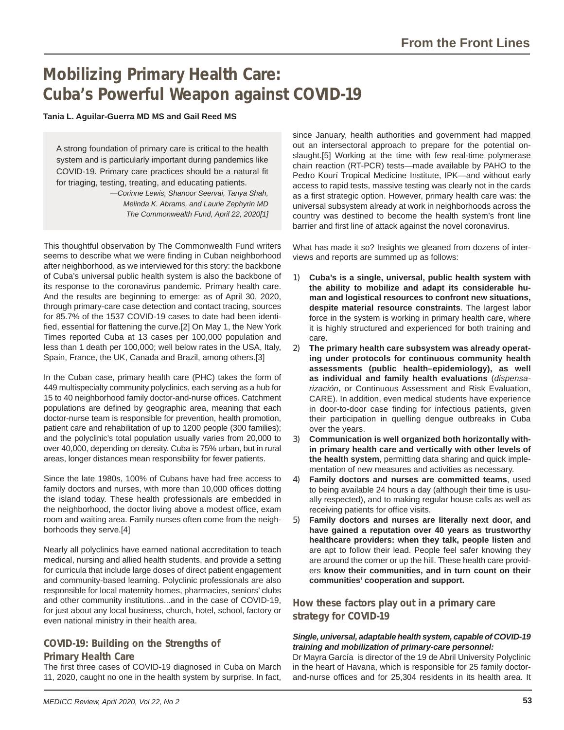# Mobilizing Primary Health Care: Cuba's Powerful Weapon against COVID-19

**Tania L. Aguilar-Guerra MD MS and Gail Reed MS**

> A strong foundation of primary care is critical to the health system and is particularly important during pandemics like COVID-19. Primary care practices should be a natural fit for triaging, testing, treating, and educating patients.
>
> *—Corinne Lewis, Shanoor Seervai, Tanya Shah, Melinda K. Abrams, and Laurie Zephyrin MD The Commonwealth Fund, April 22, 2020[1]*

This thoughtful observation by The Commonwealth Fund writers seems to describe what we were finding in Cuban neighborhood after neighborhood, as we interviewed for this story: the backbone of Cuba's universal public health system is also the backbone of its response to the coronavirus pandemic. Primary health care. And the results are beginning to emerge: as of April 30, 2020, through primary-care case detection and contact tracing, sources for 85.7% of the 1537 COVID-19 cases to date had been identified, essential for flattening the curve.[2] On May 1, the New York Times reported Cuba at 13 cases per 100,000 population and less than 1 death per 100,000; well below rates in the USA, Italy, Spain, France, the UK, Canada and Brazil, among others.[3]

In the Cuban case, primary health care (PHC) takes the form of 449 multispecialty community polyclinics, each serving as a hub for 15 to 40 neighborhood family doctor-and-nurse offices. Catchment populations are defined by geographic area, meaning that each doctor-nurse team is responsible for prevention, health promotion, patient care and rehabilitation of up to 1200 people (300 families); and the polyclinic's total population usually varies from 20,000 to over 40,000, depending on density. Cuba is 75% urban, but in rural areas, longer distances mean responsibility for fewer patients.

Since the late 1980s, 100% of Cubans have had free access to family doctors and nurses, with more than 10,000 offices dotting the island today. These health professionals are embedded in the neighborhood, the doctor living above a modest office, exam room and waiting area. Family nurses often come from the neighborhoods they serve.[4]

Nearly all polyclinics have earned national accreditation to teach medical, nursing and allied health students, and provide a setting for curricula that include large doses of direct patient engagement and community-based learning. Polyclinic professionals are also responsible for local maternity homes, pharmacies, seniors' clubs and other community institutions...and in the case of COVID-19, for just about any local business, church, hotel, school, factory or even national ministry in their health area.

## COVID-19: Building on the Strengths of Primary Health Care

The first three cases of COVID-19 diagnosed in Cuba on March 11, 2020, caught no one in the health system by surprise. In fact, since January, health authorities and government had mapped out an intersectoral approach to prepare for the potential onslaught.[5] Working at the time with few real-time polymerase chain reaction (RT-PCR) tests—made available by PAHO to the Pedro Kourí Tropical Medicine Institute, IPK—and without early access to rapid tests, massive testing was clearly not in the cards as a first strategic option. However, primary health care was: the universal subsystem already at work in neighborhoods across the country was destined to become the health system's front line barrier and first line of attack against the novel coronavirus.

What has made it so? Insights we gleaned from dozens of interviews and reports are summed up as follows:

1) **Cuba's is a single, universal, public health system with the ability to mobilize and adapt its considerable human and logistical resources to confront new situations, despite material resource constraints**. The largest labor force in the system is working in primary health care, where it is highly structured and experienced for both training and care.
2) **The primary health care subsystem was already operating under protocols for continuous community health assessments (public health–epidemiology), as well as individual and family health evaluations** (*dispensarización*, or Continuous Assessment and Risk Evaluation, CARE). In addition, even medical students have experience in door-to-door case finding for infectious patients, given their participation in quelling dengue outbreaks in Cuba over the years.
3) **Communication is well organized both horizontally within primary health care and vertically with other levels of the health system**, permitting data sharing and quick implementation of new measures and activities as necessary.
4) **Family doctors and nurses are committed teams**, used to being available 24 hours a day (although their time is usually respected), and to making regular house calls as well as receiving patients for office visits.
5) **Family doctors and nurses are literally next door, and have gained a reputation over 40 years as trustworthy healthcare providers: when they talk, people listen** and are apt to follow their lead. People feel safer knowing they are around the corner or up the hill. These health care providers **know their communities, and in turn count on their communities' cooperation and support.**

## How these factors play out in a primary care strategy for COVID-19

***Single, universal, adaptable health system, capable of COVID-19 training and mobilization of primary-care personnel:***
Dr Mayra García is director of the 19 de Abril University Polyclinic in the heart of Havana, which is responsible for 25 family doctor-and-nurse offices and for 25,304 residents in its health area. It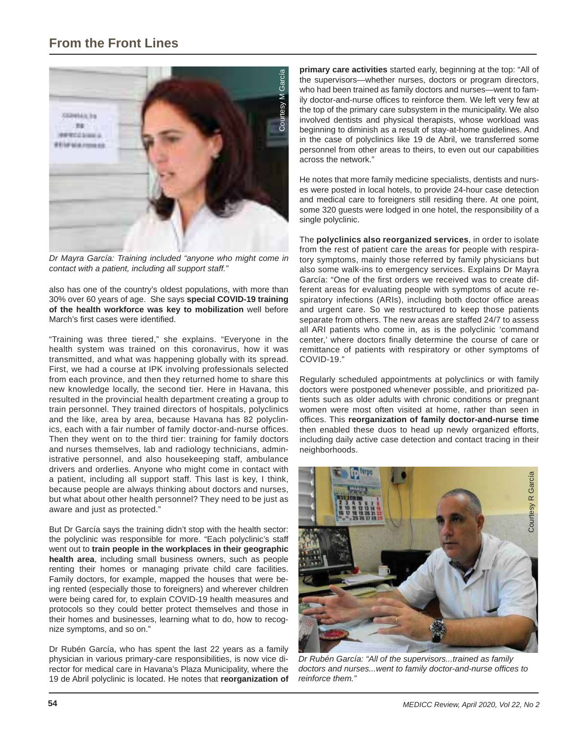## From the Front Lines

*Dr Mayra García: Training included "anyone who might come in contact with a patient, including all support staff."*

also has one of the country's oldest populations, with more than 30% over 60 years of age. She says **special COVID-19 training of the health workforce was key to mobilization** well before March's first cases were identified.

"Training was three tiered," she explains. "Everyone in the health system was trained on this coronavirus, how it was transmitted, and what was happening globally with its spread. First, we had a course at IPK involving professionals selected from each province, and then they returned home to share this new knowledge locally, the second tier. Here in Havana, this resulted in the provincial health department creating a group to train personnel. They trained directors of hospitals, polyclinics and the like, area by area, because Havana has 82 polyclinics, each with a fair number of family doctor-and-nurse offices. Then they went on to the third tier: training for family doctors and nurses themselves, lab and radiology technicians, administrative personnel, and also housekeeping staff, ambulance drivers and orderlies. Anyone who might come in contact with a patient, including all support staff. This last is key, I think, because people are always thinking about doctors and nurses, but what about other health personnel? They need to be just as aware and just as protected."

But Dr García says the training didn't stop with the health sector: the polyclinic was responsible for more. "Each polyclinic's staff went out to **train people in the workplaces in their geographic health area**, including small business owners, such as people renting their homes or managing private child care facilities. Family doctors, for example, mapped the houses that were being rented (especially those to foreigners) and wherever children were being cared for, to explain COVID-19 health measures and protocols so they could better protect themselves and those in their homes and businesses, learning what to do, how to recognize symptoms, and so on."

Dr Rubén García, who has spent the last 22 years as a family physician in various primary-care responsibilities, is now vice director for medical care in Havana's Plaza Municipality, where the 19 de Abril polyclinic is located. He notes that **reorganization of primary care activities** started early, beginning at the top: "All of the supervisors—whether nurses, doctors or program directors, who had been trained as family doctors and nurses—went to family doctor-and-nurse offices to reinforce them. We left very few at the top of the primary care subsystem in the municipality. We also involved dentists and physical therapists, whose workload was beginning to diminish as a result of stay-at-home guidelines. And in the case of polyclinics like 19 de Abril, we transferred some personnel from other areas to theirs, to even out our capabilities across the network."

He notes that more family medicine specialists, dentists and nurses were posted in local hotels, to provide 24-hour case detection and medical care to foreigners still residing there. At one point, some 320 guests were lodged in one hotel, the responsibility of a single polyclinic.

The **polyclinics also reorganized services**, in order to isolate from the rest of patient care the areas for people with respiratory symptoms, mainly those referred by family physicians but also some walk-ins to emergency services. Explains Dr Mayra García: "One of the first orders we received was to create different areas for evaluating people with symptoms of acute respiratory infections (ARIs), including both doctor office areas and urgent care. So we restructured to keep those patients separate from others. The new areas are staffed 24/7 to assess all ARI patients who come in, as is the polyclinic 'command center,' where doctors finally determine the course of care or remittance of patients with respiratory or other symptoms of COVID-19."

Regularly scheduled appointments at polyclinics or with family doctors were postponed whenever possible, and prioritized patients such as older adults with chronic conditions or pregnant women were most often visited at home, rather than seen in offices. This **reorganization of family doctor-and-nurse time** then enabled these duos to head up newly organized efforts, including daily active case detection and contact tracing in their neighborhoods.

*Dr Rubén García: "All of the supervisors...trained as family doctors and nurses...went to family doctor-and-nurse offices to reinforce them."*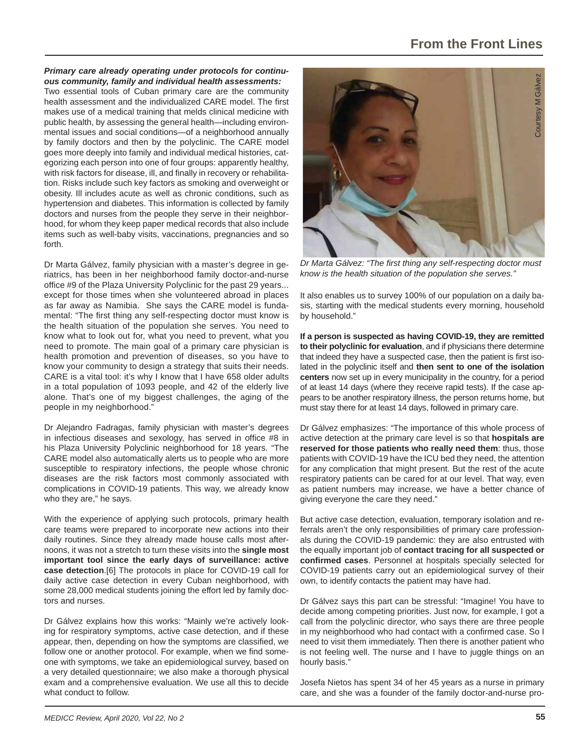***Primary care already operating under protocols for continuous community, family and individual health assessments:*** Two essential tools of Cuban primary care are the community health assessment and the individualized CARE model. The first makes use of a medical training that melds clinical medicine with public health, by assessing the general health—including environmental issues and social conditions—of a neighborhood annually by family doctors and then by the polyclinic. The CARE model goes more deeply into family and individual medical histories, categorizing each person into one of four groups: apparently healthy, with risk factors for disease, ill, and finally in recovery or rehabilitation. Risks include such key factors as smoking and overweight or obesity. Ill includes acute as well as chronic conditions, such as hypertension and diabetes. This information is collected by family doctors and nurses from the people they serve in their neighborhood, for whom they keep paper medical records that also include items such as well-baby visits, vaccinations, pregnancies and so forth.

Dr Marta Gálvez, family physician with a master's degree in geriatrics, has been in her neighborhood family doctor-and-nurse office #9 of the Plaza University Polyclinic for the past 29 years... except for those times when she volunteered abroad in places as far away as Namibia. She says the CARE model is fundamental: "The first thing any self-respecting doctor must know is the health situation of the population she serves. You need to know what to look out for, what you need to prevent, what you need to promote. The main goal of a primary care physician is health promotion and prevention of diseases, so you have to know your community to design a strategy that suits their needs. CARE is a vital tool: it's why I know that I have 658 older adults in a total population of 1093 people, and 42 of the elderly live alone. That's one of my biggest challenges, the aging of the people in my neighborhood."

Dr Alejandro Fadragas, family physician with master's degrees in infectious diseases and sexology, has served in office #8 in his Plaza University Polyclinic neighborhood for 18 years. "The CARE model also automatically alerts us to people who are more susceptible to respiratory infections, the people whose chronic diseases are the risk factors most commonly associated with complications in COVID-19 patients. This way, we already know who they are," he says.

With the experience of applying such protocols, primary health care teams were prepared to incorporate new actions into their daily routines. Since they already made house calls most afternoons, it was not a stretch to turn these visits into the **single most important tool since the early days of surveillance: active case detection**.[6] The protocols in place for COVID-19 call for daily active case detection in every Cuban neighborhood, with some 28,000 medical students joining the effort led by family doctors and nurses.

Dr Gálvez explains how this works: "Mainly we're actively looking for respiratory symptoms, active case detection, and if these appear, then, depending on how the symptoms are classified, we follow one or another protocol. For example, when we find someone with symptoms, we take an epidemiological survey, based on a very detailed questionnaire; we also make a thorough physical exam and a comprehensive evaluation. We use all this to decide what conduct to follow.

Courtesy M Gálvez

*Dr Marta Gálvez: "The first thing any self-respecting doctor must know is the health situation of the population she serves."*

It also enables us to survey 100% of our population on a daily basis, starting with the medical students every morning, household by household."

**If a person is suspected as having COVID-19, they are remitted to their polyclinic for evaluation**, and if physicians there determine that indeed they have a suspected case, then the patient is first isolated in the polyclinic itself and **then sent to one of the isolation centers** now set up in every municipality in the country, for a period of at least 14 days (where they receive rapid tests). If the case appears to be another respiratory illness, the person returns home, but must stay there for at least 14 days, followed in primary care.

Dr Gálvez emphasizes: "The importance of this whole process of active detection at the primary care level is so that **hospitals are reserved for those patients who really need them**: thus, those patients with COVID-19 have the ICU bed they need, the attention for any complication that might present. But the rest of the acute respiratory patients can be cared for at our level. That way, even as patient numbers may increase, we have a better chance of giving everyone the care they need."

But active case detection, evaluation, temporary isolation and referrals aren't the only responsibilities of primary care professionals during the COVID-19 pandemic: they are also entrusted with the equally important job of **contact tracing for all suspected or confirmed cases**. Personnel at hospitals specially selected for COVID-19 patients carry out an epidemiological survey of their own, to identify contacts the patient may have had.

Dr Gálvez says this part can be stressful: "Imagine! You have to decide among competing priorities. Just now, for example, I got a call from the polyclinic director, who says there are three people in my neighborhood who had contact with a confirmed case. So I need to visit them immediately. Then there is another patient who is not feeling well. The nurse and I have to juggle things on an hourly basis."

Josefa Nietos has spent 34 of her 45 years as a nurse in primary care, and she was a founder of the family doctor-and-nurse pro-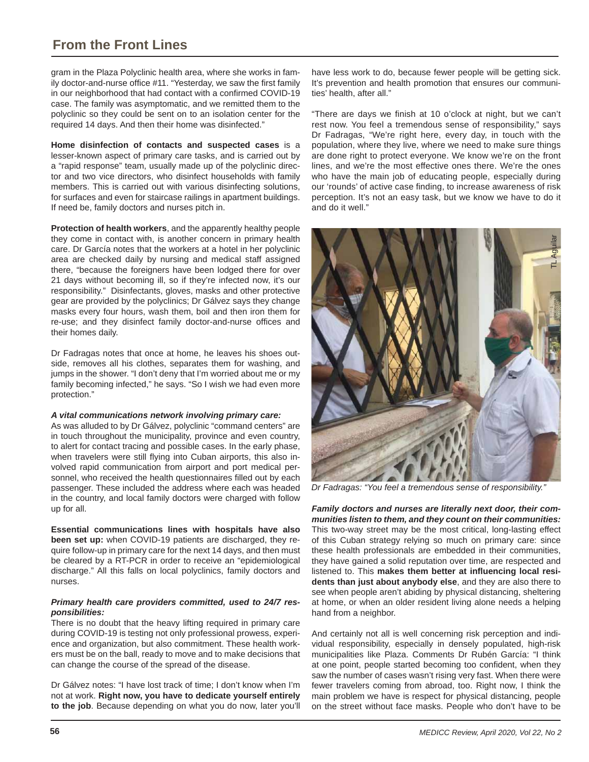gram in the Plaza Polyclinic health area, where she works in family doctor-and-nurse office #11. "Yesterday, we saw the first family in our neighborhood that had contact with a confirmed COVID-19 case. The family was asymptomatic, and we remitted them to the polyclinic so they could be sent on to an isolation center for the required 14 days. And then their home was disinfected."

**Home disinfection of contacts and suspected cases** is a lesser-known aspect of primary care tasks, and is carried out by a "rapid response" team, usually made up of the polyclinic director and two vice directors, who disinfect households with family members. This is carried out with various disinfecting solutions, for surfaces and even for staircase railings in apartment buildings. If need be, family doctors and nurses pitch in.

**Protection of health workers**, and the apparently healthy people they come in contact with, is another concern in primary health care. Dr García notes that the workers at a hotel in her polyclinic area are checked daily by nursing and medical staff assigned there, "because the foreigners have been lodged there for over 21 days without becoming ill, so if they're infected now, it's our responsibility." Disinfectants, gloves, masks and other protective gear are provided by the polyclinics; Dr Gálvez says they change masks every four hours, wash them, boil and then iron them for re-use; and they disinfect family doctor-and-nurse offices and their homes daily.

Dr Fadragas notes that once at home, he leaves his shoes outside, removes all his clothes, separates them for washing, and jumps in the shower. "I don't deny that I'm worried about me or my family becoming infected," he says. "So I wish we had even more protection."

***A vital communications network involving primary care:***
As was alluded to by Dr Gálvez, polyclinic "command centers" are in touch throughout the municipality, province and even country, to alert for contact tracing and possible cases. In the early phase, when travelers were still flying into Cuban airports, this also involved rapid communication from airport and port medical personnel, who received the health questionnaires filled out by each passenger. These included the address where each was headed in the country, and local family doctors were charged with follow up for all.

**Essential communications lines with hospitals have also been set up:** when COVID-19 patients are discharged, they require follow-up in primary care for the next 14 days, and then must be cleared by a RT-PCR in order to receive an "epidemiological discharge." All this falls on local polyclinics, family doctors and nurses.

***Primary health care providers committed, used to 24/7 responsibilities:***
There is no doubt that the heavy lifting required in primary care during COVID-19 is testing not only professional prowess, experience and organization, but also commitment. These health workers must be on the ball, ready to move and to make decisions that can change the course of the spread of the disease.

Dr Gálvez notes: "I have lost track of time; I don't know when I'm not at work. **Right now, you have to dedicate yourself entirely to the job**. Because depending on what you do now, later you'll have less work to do, because fewer people will be getting sick. It's prevention and health promotion that ensures our communities' health, after all."

"There are days we finish at 10 o'clock at night, but we can't rest now. You feel a tremendous sense of responsibility," says Dr Fadragas, "We're right here, every day, in touch with the population, where they live, where we need to make sure things are done right to protect everyone. We know we're on the front lines, and we're the most effective ones there. We're the ones who have the main job of educating people, especially during our 'rounds' of active case finding, to increase awareness of risk perception. It's not an easy task, but we know we have to do it and do it well."

TL Aguilar

*Dr Fadragas: "You feel a tremendous sense of responsibility."*

***Family doctors and nurses are literally next door, their communities listen to them, and they count on their communities:***
This two-way street may be the most critical, long-lasting effect of this Cuban strategy relying so much on primary care: since these health professionals are embedded in their communities, they have gained a solid reputation over time, are respected and listened to. This **makes them better at influencing local residents than just about anybody else**, and they are also there to see when people aren't abiding by physical distancing, sheltering at home, or when an older resident living alone needs a helping hand from a neighbor.

And certainly not all is well concerning risk perception and individual responsibility, especially in densely populated, high-risk municipalities like Plaza. Comments Dr Rubén García: "I think at one point, people started becoming too confident, when they saw the number of cases wasn't rising very fast. When there were fewer travelers coming from abroad, too. Right now, I think the main problem we have is respect for physical distancing, people on the street without face masks. People who don't have to be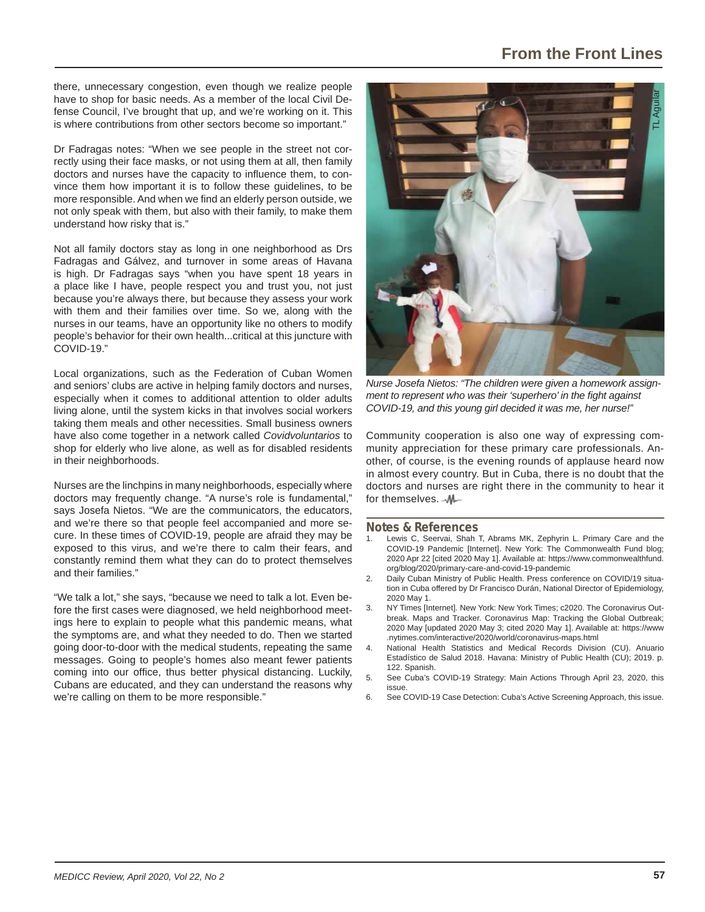there, unnecessary congestion, even though we realize people have to shop for basic needs. As a member of the local Civil Defense Council, I've brought that up, and we're working on it. This is where contributions from other sectors become so important."

Dr Fadragas notes: "When we see people in the street not correctly using their face masks, or not using them at all, then family doctors and nurses have the capacity to influence them, to convince them how important it is to follow these guidelines, to be more responsible. And when we find an elderly person outside, we not only speak with them, but also with their family, to make them understand how risky that is."

Not all family doctors stay as long in one neighborhood as Drs Fadragas and Gálvez, and turnover in some areas of Havana is high. Dr Fadragas says "when you have spent 18 years in a place like I have, people respect you and trust you, not just because you're always there, but because they assess your work with them and their families over time. So we, along with the nurses in our teams, have an opportunity like no others to modify people's behavior for their own health...critical at this juncture with COVID-19."

Local organizations, such as the Federation of Cuban Women and seniors' clubs are active in helping family doctors and nurses, especially when it comes to additional attention to older adults living alone, until the system kicks in that involves social workers taking them meals and other necessities. Small business owners have also come together in a network called *Covidvoluntarios* to shop for elderly who live alone, as well as for disabled residents in their neighborhoods.

Nurses are the linchpins in many neighborhoods, especially where doctors may frequently change. "A nurse's role is fundamental," says Josefa Nietos. "We are the communicators, the educators, and we're there so that people feel accompanied and more secure. In these times of COVID-19, people are afraid they may be exposed to this virus, and we're there to calm their fears, and constantly remind them what they can do to protect themselves and their families."

"We talk a lot," she says, "because we need to talk a lot. Even before the first cases were diagnosed, we held neighborhood meetings here to explain to people what this pandemic means, what the symptoms are, and what they needed to do. Then we started going door-to-door with the medical students, repeating the same messages. Going to people's homes also meant fewer patients coming into our office, thus better physical distancing. Luckily, Cubans are educated, and they can understand the reasons why we're calling on them to be more responsible."

TL Aguilar

*Nurse Josefa Nietos: "The children were given a homework assignment to represent who was their 'superhero' in the fight against COVID-19, and this young girl decided it was me, her nurse!"*

Community cooperation is also one way of expressing community appreciation for these primary care professionals. Another, of course, is the evening rounds of applause heard now in almost every country. But in Cuba, there is no doubt that the doctors and nurses are right there in the community to hear it for themselves.

## Notes & References

1. Lewis C, Seervai, Shah T, Abrams MK, Zephyrin L. Primary Care and the COVID-19 Pandemic [Internet]. New York: The Commonwealth Fund blog; 2020 Apr 22 [cited 2020 May 1]. Available at: https://www.commonwealthfund.org/blog/2020/primary-care-and-covid-19-pandemic
2. Daily Cuban Ministry of Public Health. Press conference on COVID/19 situation in Cuba offered by Dr Francisco Durán, National Director of Epidemiology, 2020 May 1.
3. NY Times [Internet]. New York: New York Times; c2020. The Coronavirus Outbreak. Maps and Tracker. Coronavirus Map: Tracking the Global Outbreak; 2020 May [updated 2020 May 3; cited 2020 May 1]. Available at: https://www.nytimes.com/interactive/2020/world/coronavirus-maps.html
4. National Health Statistics and Medical Records Division (CU). Anuario Estadístico de Salud 2018. Havana: Ministry of Public Health (CU); 2019. p. 122. Spanish.
5. See Cuba's COVID-19 Strategy: Main Actions Through April 23, 2020, this issue.
6. See COVID-19 Case Detection: Cuba's Active Screening Approach, this issue.